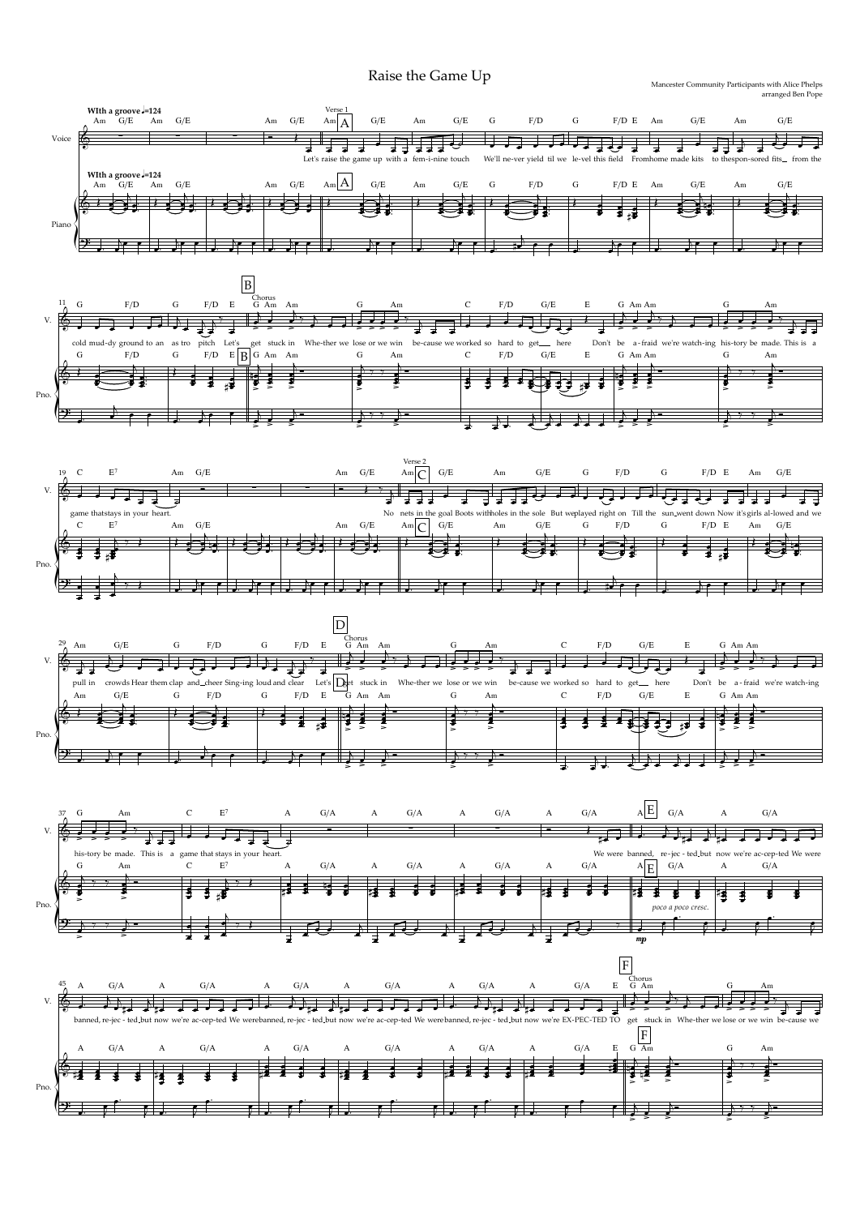# Raise the Game Up

Mancester Community Participants with Alice Phelps
arranged Ben Pope

WIth a groove ♩=124

Verse 1

Let's raise the game up with a fem-i-nine touch We'll ne-ver yield til we le-vel this field From home made kits to the spon-sored fits from the cold mud-dy ground to an as tro pitch Let's

Chorus

get stuck in Whe-ther we lose or we win be-cause we worked so hard to get here Don't be a-fraid we're watch-ing his-tory be made. This is a game that stays in your heart.

Verse 2

No nets in the goal Boots with holes in the sole But we played right on Till the sun went down Now it's girls al-lowed and we pull in crowds Hear them clap and cheer Sing-ing loud and clear Let's

Chorus

get stuck in Whe-ther we lose or we win be-cause we worked so hard to get here Don't be a-fraid we're watch-ing his-tory be made. This is a game that stays in your heart.

We were banned, re-jec-ted but now we're ac-cep-ted We were banned, re-jec-ted but now we're ac-cep-ted We were banned, re-jec-ted but now we're ac-cep-ted We were banned, re-jec-ted but now we're EX-PEC-TED TO

Chorus

get stuck in Whe-ther we lose or we win be-cause we

*poco a poco cresc.*

*mp*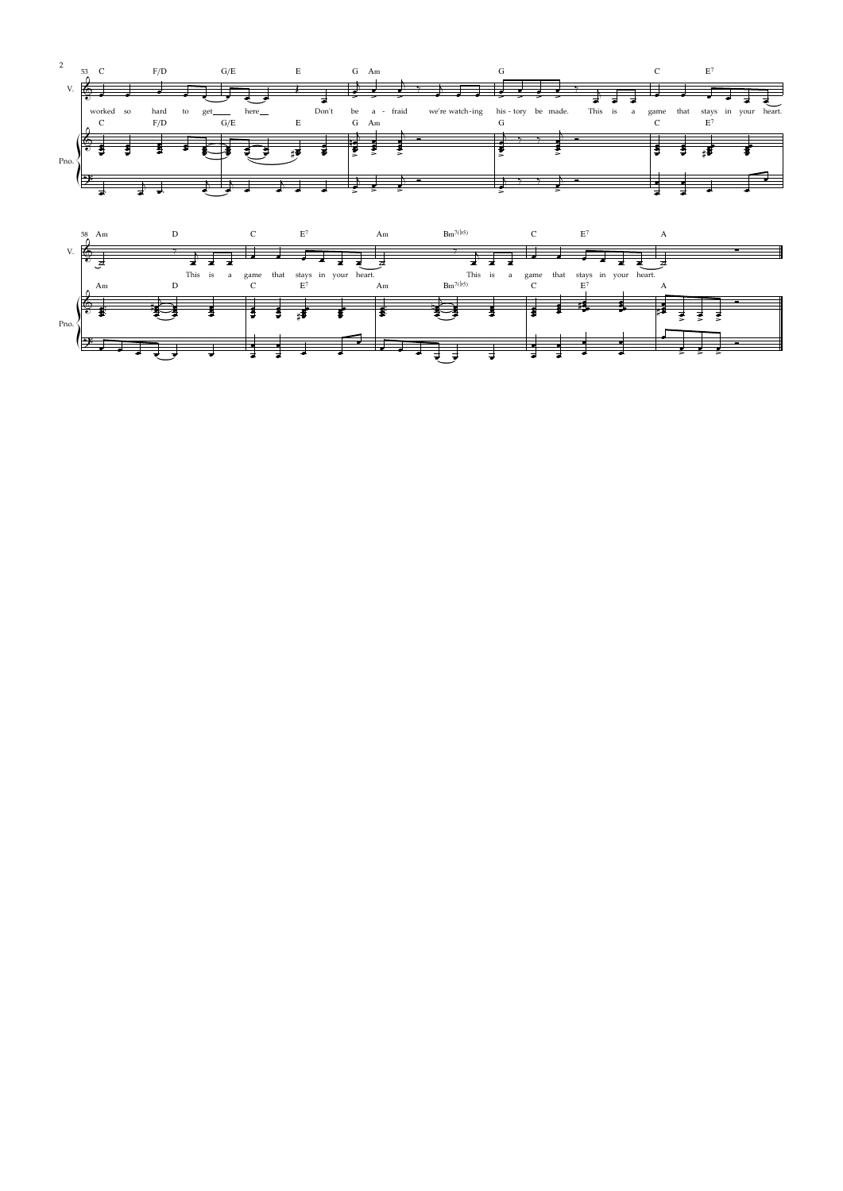53 C F/D G/E E G Am G C E7

V. worked so hard to get here Don't be a - fraid we're watch - ing his - tory be made. This is a game that stays in your heart.

Pno.

58 Am D C E7 Am Bm7(b5) C E7 A

V. This is a game that stays in your heart. This is a game that stays in your heart.

Pno.